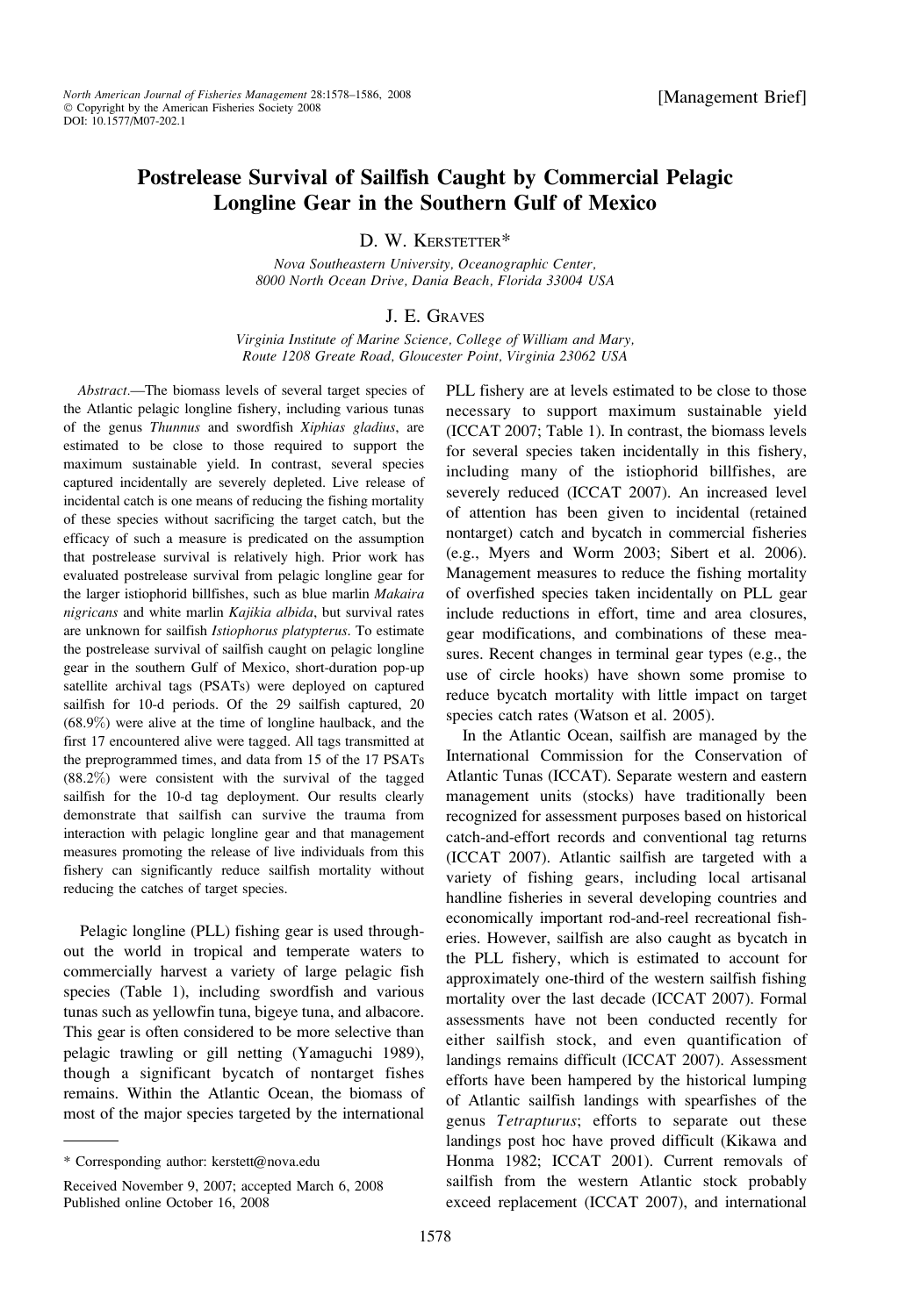[Management Brief]

# Postrelease Survival of Sailfish Caught by Commercial Pelagic Longline Gear in the Southern Gulf of Mexico

D. W. Kerstetter*

*Nova Southeastern University, Oceanographic Center, 8000 North Ocean Drive, Dania Beach, Florida 33004 USA*

J. E. Graves

*Virginia Institute of Marine Science, College of William and Mary, Route 1208 Greate Road, Gloucester Point, Virginia 23062 USA*

*Abstract*.—The biomass levels of several target species of the Atlantic pelagic longline fishery, including various tunas of the genus *Thunnus* and swordfish *Xiphias gladius*, are estimated to be close to those required to support the maximum sustainable yield. In contrast, several species captured incidentally are severely depleted. Live release of incidental catch is one means of reducing the fishing mortality of these species without sacrificing the target catch, but the efficacy of such a measure is predicated on the assumption that postrelease survival is relatively high. Prior work has evaluated postrelease survival from pelagic longline gear for the larger istiophorid billfishes, such as blue marlin *Makaira nigricans* and white marlin *Kajikia albida*, but survival rates are unknown for sailfish *Istiophorus platypterus*. To estimate the postrelease survival of sailfish caught on pelagic longline gear in the southern Gulf of Mexico, short-duration pop-up satellite archival tags (PSATs) were deployed on captured sailfish for 10-d periods. Of the 29 sailfish captured, 20 (68.9%) were alive at the time of longline haulback, and the first 17 encountered alive were tagged. All tags transmitted at the preprogrammed times, and data from 15 of the 17 PSATs (88.2%) were consistent with the survival of the tagged sailfish for the 10-d tag deployment. Our results clearly demonstrate that sailfish can survive the trauma from interaction with pelagic longline gear and that management measures promoting the release of live individuals from this fishery can significantly reduce sailfish mortality without reducing the catches of target species.

Pelagic longline (PLL) fishing gear is used throughout the world in tropical and temperate waters to commercially harvest a variety of large pelagic fish species (Table 1), including swordfish and various tunas such as yellowfin tuna, bigeye tuna, and albacore. This gear is often considered to be more selective than pelagic trawling or gill netting (Yamaguchi 1989), though a significant bycatch of nontarget fishes remains. Within the Atlantic Ocean, the biomass of most of the major species targeted by the international PLL fishery are at levels estimated to be close to those necessary to support maximum sustainable yield (ICCAT 2007; Table 1). In contrast, the biomass levels for several species taken incidentally in this fishery, including many of the istiophorid billfishes, are severely reduced (ICCAT 2007). An increased level of attention has been given to incidental (retained nontarget) catch and bycatch in commercial fisheries (e.g., Myers and Worm 2003; Sibert et al. 2006). Management measures to reduce the fishing mortality of overfished species taken incidentally on PLL gear include reductions in effort, time and area closures, gear modifications, and combinations of these measures. Recent changes in terminal gear types (e.g., the use of circle hooks) have shown some promise to reduce bycatch mortality with little impact on target species catch rates (Watson et al. 2005).

In the Atlantic Ocean, sailfish are managed by the International Commission for the Conservation of Atlantic Tunas (ICCAT). Separate western and eastern management units (stocks) have traditionally been recognized for assessment purposes based on historical catch-and-effort records and conventional tag returns (ICCAT 2007). Atlantic sailfish are targeted with a variety of fishing gears, including local artisanal handline fisheries in several developing countries and economically important rod-and-reel recreational fisheries. However, sailfish are also caught as bycatch in the PLL fishery, which is estimated to account for approximately one-third of the western sailfish fishing mortality over the last decade (ICCAT 2007). Formal assessments have not been conducted recently for either sailfish stock, and even quantification of landings remains difficult (ICCAT 2007). Assessment efforts have been hampered by the historical lumping of Atlantic sailfish landings with spearfishes of the genus *Tetrapturus*; efforts to separate out these landings post hoc have proved difficult (Kikawa and Honma 1982; ICCAT 2001). Current removals of sailfish from the western Atlantic stock probably exceed replacement (ICCAT 2007), and international

---

* Corresponding author: kerstett@nova.edu

Received November 9, 2007; accepted March 6, 2008
Published online October 16, 2008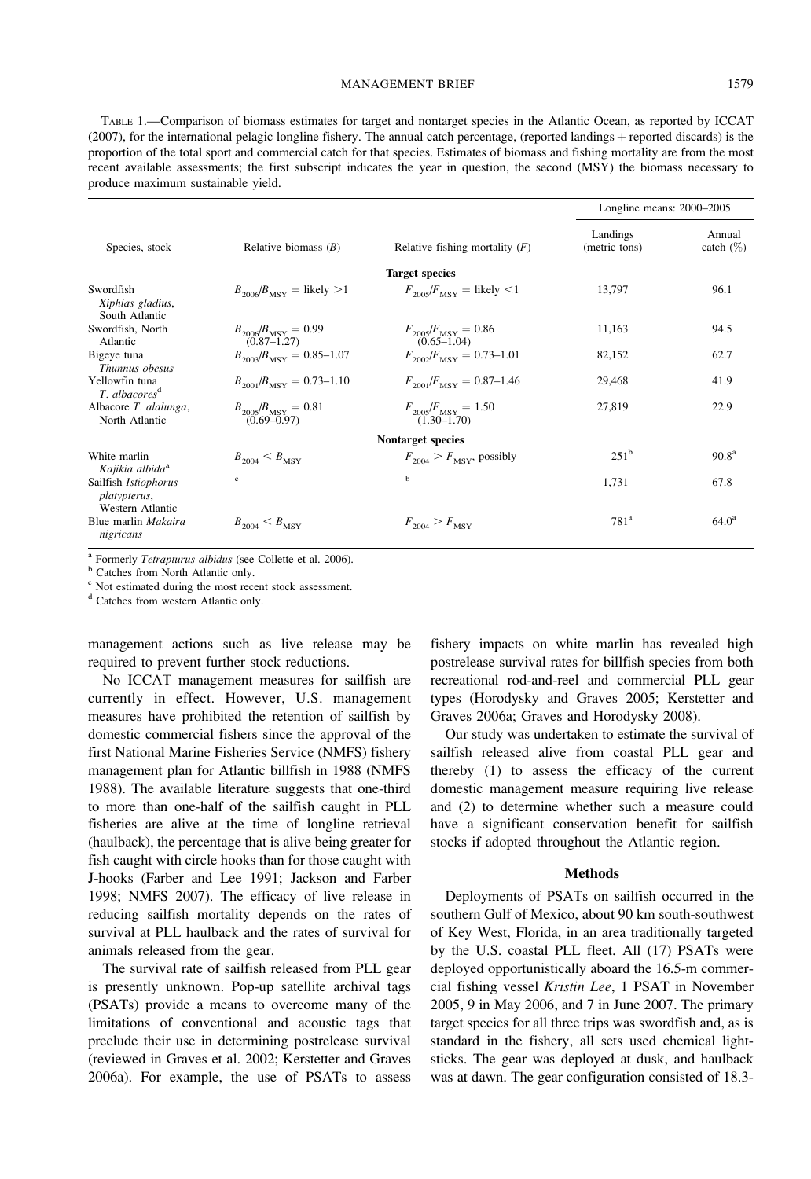TABLE 1.—Comparison of biomass estimates for target and nontarget species in the Atlantic Ocean, as reported by ICCAT (2007), for the international pelagic longline fishery. The annual catch percentage, (reported landings + reported discards) is the proportion of the total sport and commercial catch for that species. Estimates of biomass and fishing mortality are from the most recent available assessments; the first subscript indicates the year in question, the second (MSY) the biomass necessary to produce maximum sustainable yield.

| Species, stock | Relative biomass ($B$) | Relative fishing mortality ($F$) | Longline means: 2000–2005 | |
|---|---|---|---|---|
| | | | Landings (metric tons) | Annual catch (%) |
| **Target species** | | | | |
| Swordfish *Xiphias gladius*, South Atlantic | $B_{2006}/B_{MSY}$ = likely >1 | $F_{2005}/F_{MSY}$ = likely <1 | 13,797 | 96.1 |
| Swordfish, North Atlantic | $B_{2006}/B_{MSY} = 0.99$ (0.87–1.27) | $F_{2005}/F_{MSY} = 0.86$ (0.65–1.04) | 11,163 | 94.5 |
| Bigeye tuna *Thunnus obesus* | $B_{2003}/B_{MSY} = 0.85$–$1.07$ | $F_{2002}/F_{MSY} = 0.73$–$1.01$ | 82,152 | 62.7 |
| Yellowfin tuna *T. albacores*[d] | $B_{2001}/B_{MSY} = 0.73$–$1.10$ | $F_{2001}/F_{MSY} = 0.87$–$1.46$ | 29,468 | 41.9 |
| Albacore *T. alalunga*, North Atlantic | $B_{2005}/B_{MSY} = 0.81$ (0.69–0.97) | $F_{2005}/F_{MSY} = 1.50$ (1.30–1.70) | 27,819 | 22.9 |
| **Nontarget species** | | | | |
| White marlin *Kajikia albida*[a] | $B_{2004} < B_{MSY}$ | $F_{2004} > F_{MSY}$, possibly | 251[b] | 90.8[a] |
| Sailfish *Istiophorus platypterus*, Western Atlantic | [c] | [b] | 1,731 | 67.8 |
| Blue marlin *Makaira nigricans* | $B_{2004} < B_{MSY}$ | $F_{2004} > F_{MSY}$ | 781[a] | 64.0[a] |

[a] Formerly *Tetrapturus albidus* (see Collette et al. 2006).
[b] Catches from North Atlantic only.
[c] Not estimated during the most recent stock assessment.
[d] Catches from western Atlantic only.

management actions such as live release may be required to prevent further stock reductions.

No ICCAT management measures for sailfish are currently in effect. However, U.S. management measures have prohibited the retention of sailfish by domestic commercial fishers since the approval of the first National Marine Fisheries Service (NMFS) fishery management plan for Atlantic billfish in 1988 (NMFS 1988). The available literature suggests that one-third to more than one-half of the sailfish caught in PLL fisheries are alive at the time of longline retrieval (haulback), the percentage that is alive being greater for fish caught with circle hooks than for those caught with J-hooks (Farber and Lee 1991; Jackson and Farber 1998; NMFS 2007). The efficacy of live release in reducing sailfish mortality depends on the rates of survival at PLL haulback and the rates of survival for animals released from the gear.

The survival rate of sailfish released from PLL gear is presently unknown. Pop-up satellite archival tags (PSATs) provide a means to overcome many of the limitations of conventional and acoustic tags that preclude their use in determining postrelease survival (reviewed in Graves et al. 2002; Kerstetter and Graves 2006a). For example, the use of PSATs to assess fishery impacts on white marlin has revealed high postrelease survival rates for billfish species from both recreational rod-and-reel and commercial PLL gear types (Horodysky and Graves 2005; Kerstetter and Graves 2006a; Graves and Horodysky 2008).

Our study was undertaken to estimate the survival of sailfish released alive from coastal PLL gear and thereby (1) to assess the efficacy of the current domestic management measure requiring live release and (2) to determine whether such a measure could have a significant conservation benefit for sailfish stocks if adopted throughout the Atlantic region.

## Methods

Deployments of PSATs on sailfish occurred in the southern Gulf of Mexico, about 90 km south-southwest of Key West, Florida, in an area traditionally targeted by the U.S. coastal PLL fleet. All (17) PSATs were deployed opportunistically aboard the 16.5-m commercial fishing vessel *Kristin Lee*, 1 PSAT in November 2005, 9 in May 2006, and 7 in June 2007. The primary target species for all three trips was swordfish and, as is standard in the fishery, all sets used chemical lightsticks. The gear was deployed at dusk, and haulback was at dawn. The gear configuration consisted of 18.3-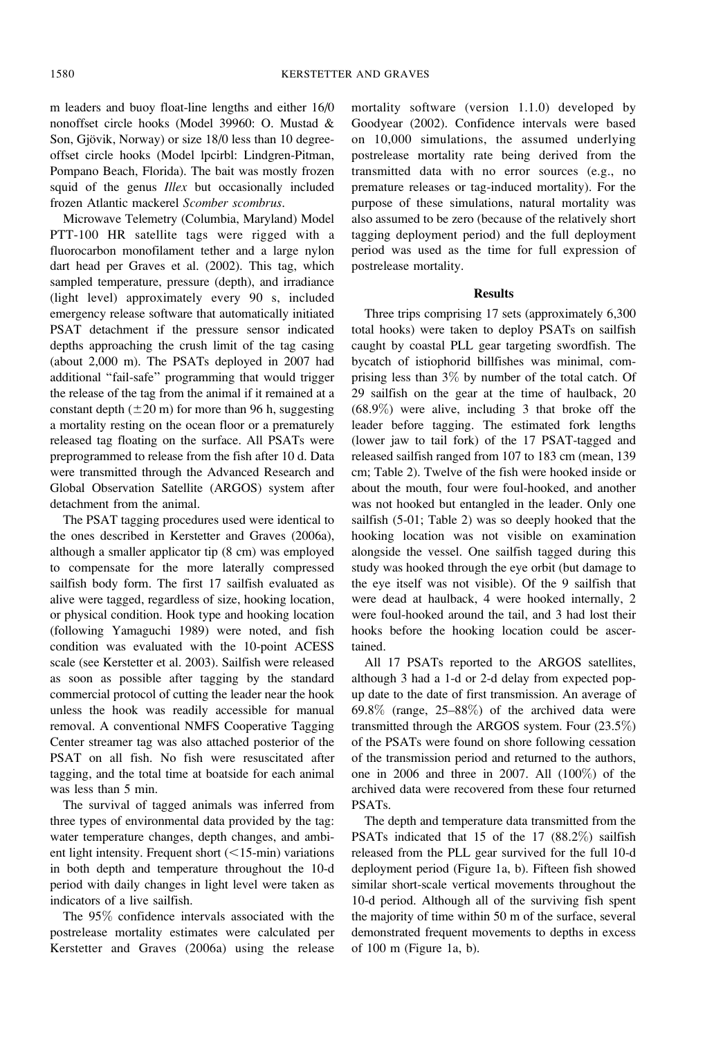m leaders and buoy float-line lengths and either 16/0 nonoffset circle hooks (Model 39960: O. Mustad & Son, Gjövik, Norway) or size 18/0 less than 10 degree-offset circle hooks (Model lpcirbl: Lindgren-Pitman, Pompano Beach, Florida). The bait was mostly frozen squid of the genus *Illex* but occasionally included frozen Atlantic mackerel *Scomber scombrus*.

Microwave Telemetry (Columbia, Maryland) Model PTT-100 HR satellite tags were rigged with a fluorocarbon monofilament tether and a large nylon dart head per Graves et al. (2002). This tag, which sampled temperature, pressure (depth), and irradiance (light level) approximately every 90 s, included emergency release software that automatically initiated PSAT detachment if the pressure sensor indicated depths approaching the crush limit of the tag casing (about 2,000 m). The PSATs deployed in 2007 had additional "fail-safe" programming that would trigger the release of the tag from the animal if it remained at a constant depth (±20 m) for more than 96 h, suggesting a mortality resting on the ocean floor or a prematurely released tag floating on the surface. All PSATs were preprogrammed to release from the fish after 10 d. Data were transmitted through the Advanced Research and Global Observation Satellite (ARGOS) system after detachment from the animal.

The PSAT tagging procedures used were identical to the ones described in Kerstetter and Graves (2006a), although a smaller applicator tip (8 cm) was employed to compensate for the more laterally compressed sailfish body form. The first 17 sailfish evaluated as alive were tagged, regardless of size, hooking location, or physical condition. Hook type and hooking location (following Yamaguchi 1989) were noted, and fish condition was evaluated with the 10-point ACESS scale (see Kerstetter et al. 2003). Sailfish were released as soon as possible after tagging by the standard commercial protocol of cutting the leader near the hook unless the hook was readily accessible for manual removal. A conventional NMFS Cooperative Tagging Center streamer tag was also attached posterior of the PSAT on all fish. No fish were resuscitated after tagging, and the total time at boatside for each animal was less than 5 min.

The survival of tagged animals was inferred from three types of environmental data provided by the tag: water temperature changes, depth changes, and ambient light intensity. Frequent short (<15-min) variations in both depth and temperature throughout the 10-d period with daily changes in light level were taken as indicators of a live sailfish.

The 95% confidence intervals associated with the postrelease mortality estimates were calculated per Kerstetter and Graves (2006a) using the release mortality software (version 1.1.0) developed by Goodyear (2002). Confidence intervals were based on 10,000 simulations, the assumed underlying postrelease mortality rate being derived from the transmitted data with no error sources (e.g., no premature releases or tag-induced mortality). For the purpose of these simulations, natural mortality was also assumed to be zero (because of the relatively short tagging deployment period) and the full deployment period was used as the time for full expression of postrelease mortality.

## Results

Three trips comprising 17 sets (approximately 6,300 total hooks) were taken to deploy PSATs on sailfish caught by coastal PLL gear targeting swordfish. The bycatch of istiophorid billfishes was minimal, comprising less than 3% by number of the total catch. Of 29 sailfish on the gear at the time of haulback, 20 (68.9%) were alive, including 3 that broke off the leader before tagging. The estimated fork lengths (lower jaw to tail fork) of the 17 PSAT-tagged and released sailfish ranged from 107 to 183 cm (mean, 139 cm; Table 2). Twelve of the fish were hooked inside or about the mouth, four were foul-hooked, and another was not hooked but entangled in the leader. Only one sailfish (5-01; Table 2) was so deeply hooked that the hooking location was not visible on examination alongside the vessel. One sailfish tagged during this study was hooked through the eye orbit (but damage to the eye itself was not visible). Of the 9 sailfish that were dead at haulback, 4 were hooked internally, 2 were foul-hooked around the tail, and 3 had lost their hooks before the hooking location could be ascertained.

All 17 PSATs reported to the ARGOS satellites, although 3 had a 1-d or 2-d delay from expected pop-up date to the date of first transmission. An average of 69.8% (range, 25–88%) of the archived data were transmitted through the ARGOS system. Four (23.5%) of the PSATs were found on shore following cessation of the transmission period and returned to the authors, one in 2006 and three in 2007. All (100%) of the archived data were recovered from these four returned PSATs.

The depth and temperature data transmitted from the PSATs indicated that 15 of the 17 (88.2%) sailfish released from the PLL gear survived for the full 10-d deployment period (Figure 1a, b). Fifteen fish showed similar short-scale vertical movements throughout the 10-d period. Although all of the surviving fish spent the majority of time within 50 m of the surface, several demonstrated frequent movements to depths in excess of 100 m (Figure 1a, b).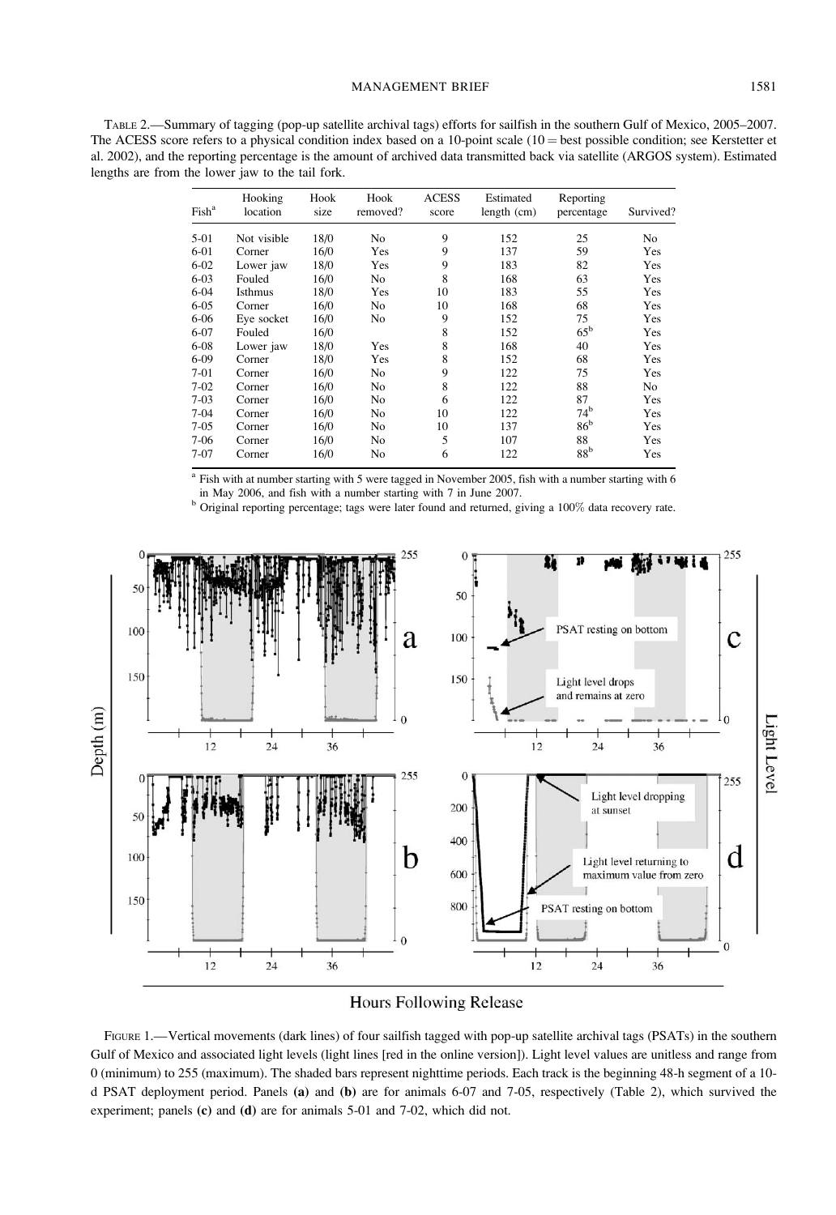TABLE 2.—Summary of tagging (pop-up satellite archival tags) efforts for sailfish in the southern Gulf of Mexico, 2005–2007. The ACESS score refers to a physical condition index based on a 10-point scale (10 = best possible condition; see Kerstetter et al. 2002), and the reporting percentage is the amount of archived data transmitted back via satellite (ARGOS system). Estimated lengths are from the lower jaw to the tail fork.

| Fish[a] | Hooking location | Hook size | Hook removed? | ACESS score | Estimated length (cm) | Reporting percentage | Survived? |
|---|---|---|---|---|---|---|---|
| 5-01 | Not visible | 18/0 | No | 9 | 152 | 25 | No |
| 6-01 | Corner | 16/0 | Yes | 9 | 137 | 59 | Yes |
| 6-02 | Lower jaw | 18/0 | Yes | 9 | 183 | 82 | Yes |
| 6-03 | Fouled | 16/0 | No | 8 | 168 | 63 | Yes |
| 6-04 | Isthmus | 18/0 | Yes | 10 | 183 | 55 | Yes |
| 6-05 | Corner | 16/0 | No | 10 | 168 | 68 | Yes |
| 6-06 | Eye socket | 16/0 | No | 9 | 152 | 75 | Yes |
| 6-07 | Fouled | 16/0 | | 8 | 152 | 65[b] | Yes |
| 6-08 | Lower jaw | 18/0 | Yes | 8 | 168 | 40 | Yes |
| 6-09 | Corner | 18/0 | Yes | 8 | 152 | 68 | Yes |
| 7-01 | Corner | 16/0 | No | 9 | 122 | 75 | Yes |
| 7-02 | Corner | 16/0 | No | 8 | 122 | 88 | No |
| 7-03 | Corner | 16/0 | No | 6 | 122 | 87 | Yes |
| 7-04 | Corner | 16/0 | No | 10 | 122 | 74[b] | Yes |
| 7-05 | Corner | 16/0 | No | 10 | 137 | 86[b] | Yes |
| 7-06 | Corner | 16/0 | No | 5 | 107 | 88 | Yes |
| 7-07 | Corner | 16/0 | No | 6 | 122 | 88[b] | Yes |

[a] Fish with at number starting with 5 were tagged in November 2005, fish with a number starting with 6 in May 2006, and fish with a number starting with 7 in June 2007.

[b] Original reporting percentage; tags were later found and returned, giving a 100% data recovery rate.

FIGURE 1.—Vertical movements (dark lines) of four sailfish tagged with pop-up satellite archival tags (PSATs) in the southern Gulf of Mexico and associated light levels (light lines [red in the online version]). Light level values are unitless and range from 0 (minimum) to 255 (maximum). The shaded bars represent nighttime periods. Each track is the beginning 48-h segment of a 10-d PSAT deployment period. Panels **(a)** and **(b)** are for animals 6-07 and 7-05, respectively (Table 2), which survived the experiment; panels **(c)** and **(d)** are for animals 5-01 and 7-02, which did not.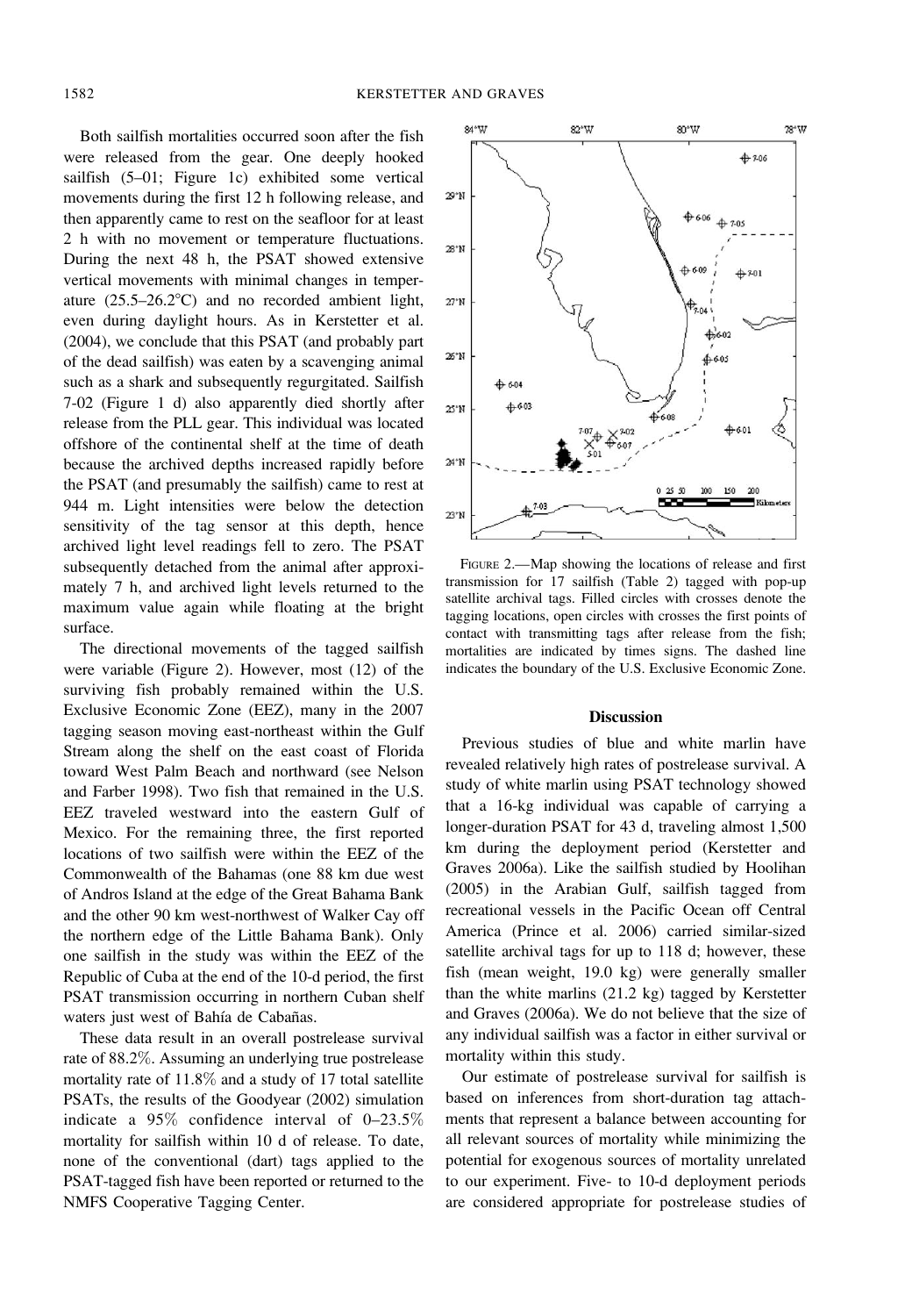Both sailfish mortalities occurred soon after the fish were released from the gear. One deeply hooked sailfish (5–01; Figure 1c) exhibited some vertical movements during the first 12 h following release, and then apparently came to rest on the seafloor for at least 2 h with no movement or temperature fluctuations. During the next 48 h, the PSAT showed extensive vertical movements with minimal changes in temperature (25.5–26.2°C) and no recorded ambient light, even during daylight hours. As in Kerstetter et al. (2004), we conclude that this PSAT (and probably part of the dead sailfish) was eaten by a scavenging animal such as a shark and subsequently regurgitated. Sailfish 7-02 (Figure 1 d) also apparently died shortly after release from the PLL gear. This individual was located offshore of the continental shelf at the time of death because the archived depths increased rapidly before the PSAT (and presumably the sailfish) came to rest at 944 m. Light intensities were below the detection sensitivity of the tag sensor at this depth, hence archived light level readings fell to zero. The PSAT subsequently detached from the animal after approximately 7 h, and archived light levels returned to the maximum value again while floating at the bright surface.

The directional movements of the tagged sailfish were variable (Figure 2). However, most (12) of the surviving fish probably remained within the U.S. Exclusive Economic Zone (EEZ), many in the 2007 tagging season moving east-northeast within the Gulf Stream along the shelf on the east coast of Florida toward West Palm Beach and northward (see Nelson and Farber 1998). Two fish that remained in the U.S. EEZ traveled westward into the eastern Gulf of Mexico. For the remaining three, the first reported locations of two sailfish were within the EEZ of the Commonwealth of the Bahamas (one 88 km due west of Andros Island at the edge of the Great Bahama Bank and the other 90 km west-northwest of Walker Cay off the northern edge of the Little Bahama Bank). Only one sailfish in the study was within the EEZ of the Republic of Cuba at the end of the 10-d period, the first PSAT transmission occurring in northern Cuban shelf waters just west of Bahía de Cabañas.

These data result in an overall postrelease survival rate of 88.2%. Assuming an underlying true postrelease mortality rate of 11.8% and a study of 17 total satellite PSATs, the results of the Goodyear (2002) simulation indicate a 95% confidence interval of 0–23.5% mortality for sailfish within 10 d of release. To date, none of the conventional (dart) tags applied to the PSAT-tagged fish have been reported or returned to the NMFS Cooperative Tagging Center.

FIGURE 2.—Map showing the locations of release and first transmission for 17 sailfish (Table 2) tagged with pop-up satellite archival tags. Filled circles with crosses denote the tagging locations, open circles with crosses the first points of contact with transmitting tags after release from the fish; mortalities are indicated by times signs. The dashed line indicates the boundary of the U.S. Exclusive Economic Zone.

## Discussion

Previous studies of blue and white marlin have revealed relatively high rates of postrelease survival. A study of white marlin using PSAT technology showed that a 16-kg individual was capable of carrying a longer-duration PSAT for 43 d, traveling almost 1,500 km during the deployment period (Kerstetter and Graves 2006a). Like the sailfish studied by Hoolihan (2005) in the Arabian Gulf, sailfish tagged from recreational vessels in the Pacific Ocean off Central America (Prince et al. 2006) carried similar-sized satellite archival tags for up to 118 d; however, these fish (mean weight, 19.0 kg) were generally smaller than the white marlins (21.2 kg) tagged by Kerstetter and Graves (2006a). We do not believe that the size of any individual sailfish was a factor in either survival or mortality within this study.

Our estimate of postrelease survival for sailfish is based on inferences from short-duration tag attachments that represent a balance between accounting for all relevant sources of mortality while minimizing the potential for exogenous sources of mortality unrelated to our experiment. Five- to 10-d deployment periods are considered appropriate for postrelease studies of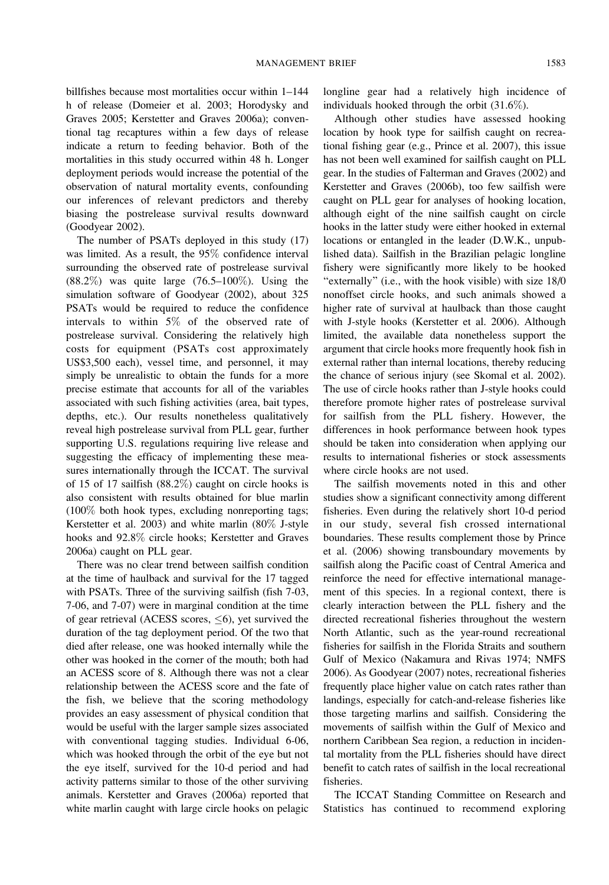billfishes because most mortalities occur within 1–144 h of release (Domeier et al. 2003; Horodysky and Graves 2005; Kerstetter and Graves 2006a); conventional tag recaptures within a few days of release indicate a return to feeding behavior. Both of the mortalities in this study occurred within 48 h. Longer deployment periods would increase the potential of the observation of natural mortality events, confounding our inferences of relevant predictors and thereby biasing the postrelease survival results downward (Goodyear 2002).

The number of PSATs deployed in this study (17) was limited. As a result, the 95% confidence interval surrounding the observed rate of postrelease survival (88.2%) was quite large (76.5–100%). Using the simulation software of Goodyear (2002), about 325 PSATs would be required to reduce the confidence intervals to within 5% of the observed rate of postrelease survival. Considering the relatively high costs for equipment (PSATs cost approximately US$3,500 each), vessel time, and personnel, it may simply be unrealistic to obtain the funds for a more precise estimate that accounts for all of the variables associated with such fishing activities (area, bait types, depths, etc.). Our results nonetheless qualitatively reveal high postrelease survival from PLL gear, further supporting U.S. regulations requiring live release and suggesting the efficacy of implementing these measures internationally through the ICCAT. The survival of 15 of 17 sailfish (88.2%) caught on circle hooks is also consistent with results obtained for blue marlin (100% both hook types, excluding nonreporting tags; Kerstetter et al. 2003) and white marlin (80% J-style hooks and 92.8% circle hooks; Kerstetter and Graves 2006a) caught on PLL gear.

There was no clear trend between sailfish condition at the time of haulback and survival for the 17 tagged with PSATs. Three of the surviving sailfish (fish 7-03, 7-06, and 7-07) were in marginal condition at the time of gear retrieval (ACESS scores, $\leq 6$), yet survived the duration of the tag deployment period. Of the two that died after release, one was hooked internally while the other was hooked in the corner of the mouth; both had an ACESS score of 8. Although there was not a clear relationship between the ACESS score and the fate of the fish, we believe that the scoring methodology provides an easy assessment of physical condition that would be useful with the larger sample sizes associated with conventional tagging studies. Individual 6-06, which was hooked through the orbit of the eye but not the eye itself, survived for the 10-d period and had activity patterns similar to those of the other surviving animals. Kerstetter and Graves (2006a) reported that white marlin caught with large circle hooks on pelagic longline gear had a relatively high incidence of individuals hooked through the orbit (31.6%).

Although other studies have assessed hooking location by hook type for sailfish caught on recreational fishing gear (e.g., Prince et al. 2007), this issue has not been well examined for sailfish caught on PLL gear. In the studies of Falterman and Graves (2002) and Kerstetter and Graves (2006b), too few sailfish were caught on PLL gear for analyses of hooking location, although eight of the nine sailfish caught on circle hooks in the latter study were either hooked in external locations or entangled in the leader (D.W.K., unpublished data). Sailfish in the Brazilian pelagic longline fishery were significantly more likely to be hooked "externally" (i.e., with the hook visible) with size 18/0 nonoffset circle hooks, and such animals showed a higher rate of survival at haulback than those caught with J-style hooks (Kerstetter et al. 2006). Although limited, the available data nonetheless support the argument that circle hooks more frequently hook fish in external rather than internal locations, thereby reducing the chance of serious injury (see Skomal et al. 2002). The use of circle hooks rather than J-style hooks could therefore promote higher rates of postrelease survival for sailfish from the PLL fishery. However, the differences in hook performance between hook types should be taken into consideration when applying our results to international fisheries or stock assessments where circle hooks are not used.

The sailfish movements noted in this and other studies show a significant connectivity among different fisheries. Even during the relatively short 10-d period in our study, several fish crossed international boundaries. These results complement those by Prince et al. (2006) showing transboundary movements by sailfish along the Pacific coast of Central America and reinforce the need for effective international management of this species. In a regional context, there is clearly interaction between the PLL fishery and the directed recreational fisheries throughout the western North Atlantic, such as the year-round recreational fisheries for sailfish in the Florida Straits and southern Gulf of Mexico (Nakamura and Rivas 1974; NMFS 2006). As Goodyear (2007) notes, recreational fisheries frequently place higher value on catch rates rather than landings, especially for catch-and-release fisheries like those targeting marlins and sailfish. Considering the movements of sailfish within the Gulf of Mexico and northern Caribbean Sea region, a reduction in incidental mortality from the PLL fisheries should have direct benefit to catch rates of sailfish in the local recreational fisheries.

The ICCAT Standing Committee on Research and Statistics has continued to recommend exploring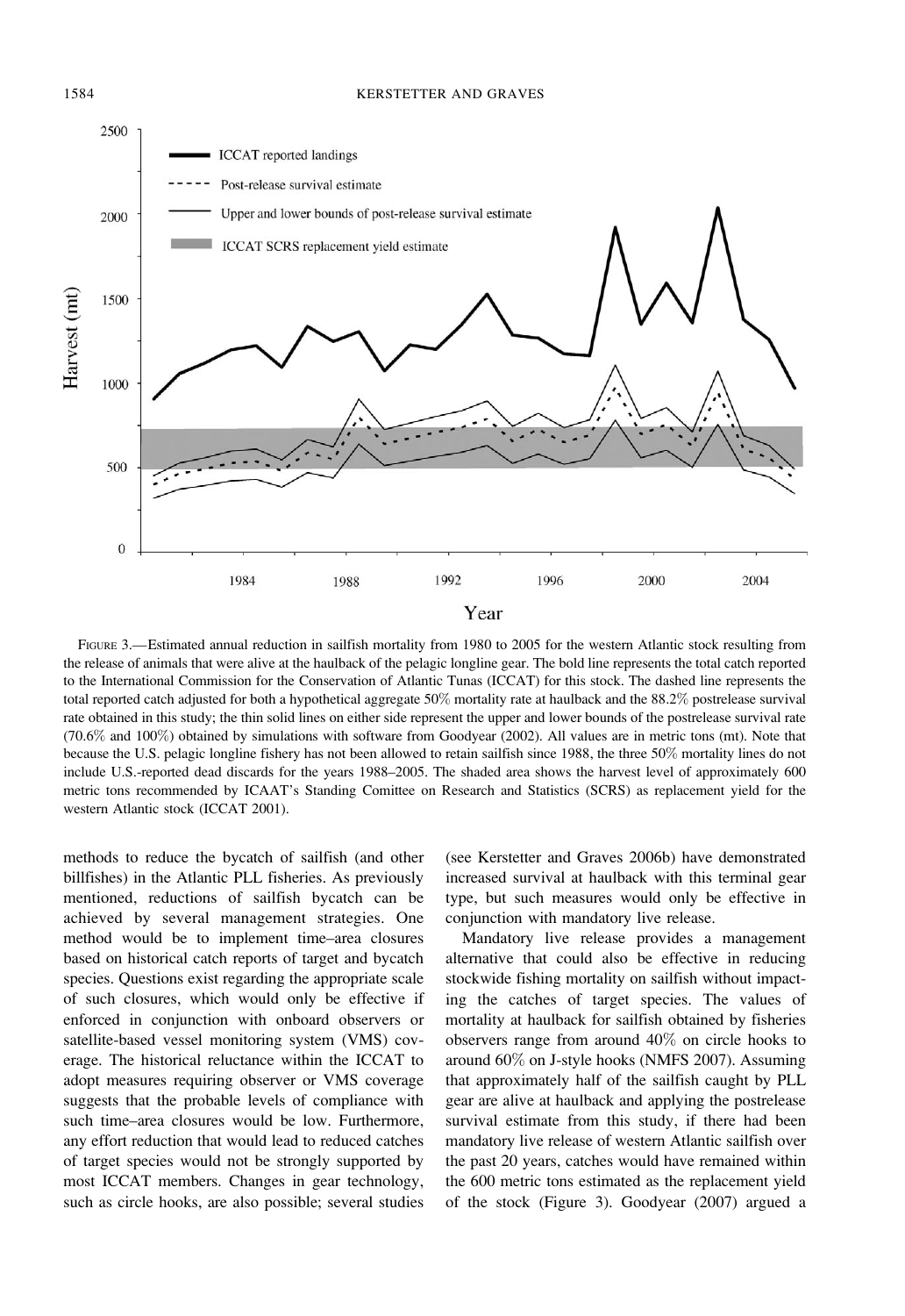FIGURE 3.—Estimated annual reduction in sailfish mortality from 1980 to 2005 for the western Atlantic stock resulting from the release of animals that were alive at the haulback of the pelagic longline gear. The bold line represents the total catch reported to the International Commission for the Conservation of Atlantic Tunas (ICCAT) for this stock. The dashed line represents the total reported catch adjusted for both a hypothetical aggregate 50% mortality rate at haulback and the 88.2% postrelease survival rate obtained in this study; the thin solid lines on either side represent the upper and lower bounds of the postrelease survival rate (70.6% and 100%) obtained by simulations with software from Goodyear (2002). All values are in metric tons (mt). Note that because the U.S. pelagic longline fishery has not been allowed to retain sailfish since 1988, the three 50% mortality lines do not include U.S.-reported dead discards for the years 1988–2005. The shaded area shows the harvest level of approximately 600 metric tons recommended by ICAAT's Standing Comittee on Research and Statistics (SCRS) as replacement yield for the western Atlantic stock (ICCAT 2001).

methods to reduce the bycatch of sailfish (and other billfishes) in the Atlantic PLL fisheries. As previously mentioned, reductions of sailfish bycatch can be achieved by several management strategies. One method would be to implement time–area closures based on historical catch reports of target and bycatch species. Questions exist regarding the appropriate scale of such closures, which would only be effective if enforced in conjunction with onboard observers or satellite-based vessel monitoring system (VMS) coverage. The historical reluctance within the ICCAT to adopt measures requiring observer or VMS coverage suggests that the probable levels of compliance with such time–area closures would be low. Furthermore, any effort reduction that would lead to reduced catches of target species would not be strongly supported by most ICCAT members. Changes in gear technology, such as circle hooks, are also possible; several studies (see Kerstetter and Graves 2006b) have demonstrated increased survival at haulback with this terminal gear type, but such measures would only be effective in conjunction with mandatory live release.

Mandatory live release provides a management alternative that could also be effective in reducing stockwide fishing mortality on sailfish without impacting the catches of target species. The values of mortality at haulback for sailfish obtained by fisheries observers range from around 40% on circle hooks to around 60% on J-style hooks (NMFS 2007). Assuming that approximately half of the sailfish caught by PLL gear are alive at haulback and applying the postrelease survival estimate from this study, if there had been mandatory live release of western Atlantic sailfish over the past 20 years, catches would have remained within the 600 metric tons estimated as the replacement yield of the stock (Figure 3). Goodyear (2007) argued a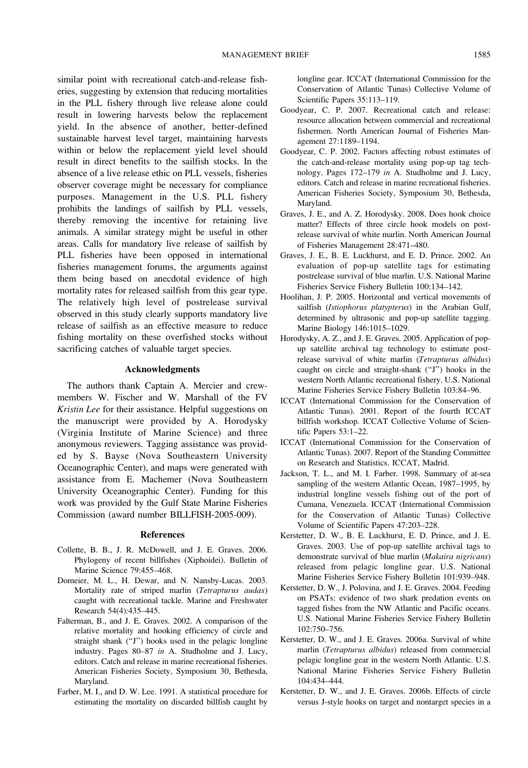similar point with recreational catch-and-release fisheries, suggesting by extension that reducing mortalities in the PLL fishery through live release alone could result in lowering harvests below the replacement yield. In the absence of another, better-defined sustainable harvest level target, maintaining harvests within or below the replacement yield level should result in direct benefits to the sailfish stocks. In the absence of a live release ethic on PLL vessels, fisheries observer coverage might be necessary for compliance purposes. Management in the U.S. PLL fishery prohibits the landings of sailfish by PLL vessels, thereby removing the incentive for retaining live animals. A similar strategy might be useful in other areas. Calls for mandatory live release of sailfish by PLL fisheries have been opposed in international fisheries management forums, the arguments against them being based on anecdotal evidence of high mortality rates for released sailfish from this gear type. The relatively high level of postrelease survival observed in this study clearly supports mandatory live release of sailfish as an effective measure to reduce fishing mortality on these overfished stocks without sacrificing catches of valuable target species.

## Acknowledgments

The authors thank Captain A. Mercier and crewmembers W. Fischer and W. Marshall of the FV *Kristin Lee* for their assistance. Helpful suggestions on the manuscript were provided by A. Horodysky (Virginia Institute of Marine Science) and three anonymous reviewers. Tagging assistance was provided by S. Bayse (Nova Southeastern University Oceanographic Center), and maps were generated with assistance from E. Machemer (Nova Southeastern University Oceanographic Center). Funding for this work was provided by the Gulf State Marine Fisheries Commission (award number BILLFISH-2005-009).

## References

Collette, B. B., J. R. McDowell, and J. E. Graves. 2006. Phylogeny of recent billfishes (Xiphoidei). Bulletin of Marine Science 79:455–468.

Domeier, M. L., H. Dewar, and N. Nansby-Lucas. 2003. Mortality rate of striped marlin (*Tetrapturus audax*) caught with recreational tackle. Marine and Freshwater Research 54(4):435–445.

Falterman, B., and J. E. Graves. 2002. A comparison of the relative mortality and hooking efficiency of circle and straight shank ("J") hooks used in the pelagic longline industry. Pages 80–87 *in* A. Studholme and J. Lucy, editors. Catch and release in marine recreational fisheries. American Fisheries Society, Symposium 30, Bethesda, Maryland.

Farber, M. I., and D. W. Lee. 1991. A statistical procedure for estimating the mortality on discarded billfish caught by longline gear. ICCAT (International Commission for the Conservation of Atlantic Tunas) Collective Volume of Scientific Papers 35:113–119.

Goodyear, C. P. 2007. Recreational catch and release: resource allocation between commercial and recreational fishermen. North American Journal of Fisheries Management 27:1189–1194.

Goodyear, C. P. 2002. Factors affecting robust estimates of the catch-and-release mortality using pop-up tag technology. Pages 172–179 *in* A. Studholme and J. Lucy, editors. Catch and release in marine recreational fisheries. American Fisheries Society, Symposium 30, Bethesda, Maryland.

Graves, J. E., and A. Z. Horodysky. 2008. Does hook choice matter? Effects of three circle hook models on post-release survival of white marlin. North American Journal of Fisheries Management 28:471–480.

Graves, J. E., B. E. Luckhurst, and E. D. Prince. 2002. An evaluation of pop-up satellite tags for estimating postrelease survival of blue marlin. U.S. National Marine Fisheries Service Fishery Bulletin 100:134–142.

Hoolihan, J. P. 2005. Horizontal and vertical movements of sailfish (*Istiophorus platypterus*) in the Arabian Gulf, determined by ultrasonic and pop-up satellite tagging. Marine Biology 146:1015–1029.

Horodysky, A. Z., and J. E. Graves. 2005. Application of pop-up satellite archival tag technology to estimate post-release survival of white marlin (*Tetrapturus albidus*) caught on circle and straight-shank ("J") hooks in the western North Atlantic recreational fishery. U.S. National Marine Fisheries Service Fishery Bulletin 103:84–96.

ICCAT (International Commission for the Conservation of Atlantic Tunas). 2001. Report of the fourth ICCAT billfish workshop. ICCAT Collective Volume of Scientific Papers 53:1–22.

ICCAT (International Commission for the Conservation of Atlantic Tunas). 2007. Report of the Standing Committee on Research and Statistics. ICCAT, Madrid.

Jackson, T. L., and M. I. Farber. 1998. Summary of at-sea sampling of the western Atlantic Ocean, 1987–1995, by industrial longline vessels fishing out of the port of Cumana, Venezuela. ICCAT (International Commission for the Conservation of Atlantic Tunas) Collective Volume of Scientific Papers 47:203–228.

Kerstetter, D. W., B. E. Luckhurst, E. D. Prince, and J. E. Graves. 2003. Use of pop-up satellite archival tags to demonstrate survival of blue marlin (*Makaira nigricans*) released from pelagic longline gear. U.S. National Marine Fisheries Service Fishery Bulletin 101:939–948.

Kerstetter, D. W., J. Polovina, and J. E. Graves. 2004. Feeding on PSATs: evidence of two shark predation events on tagged fishes from the NW Atlantic and Pacific oceans. U.S. National Marine Fisheries Service Fishery Bulletin 102:750–756.

Kerstetter, D. W., and J. E. Graves. 2006a. Survival of white marlin (*Tetrapturus albidus*) released from commercial pelagic longline gear in the western North Atlantic. U.S. National Marine Fisheries Service Fishery Bulletin 104:434–444.

Kerstetter, D. W., and J. E. Graves. 2006b. Effects of circle versus J-style hooks on target and nontarget species in a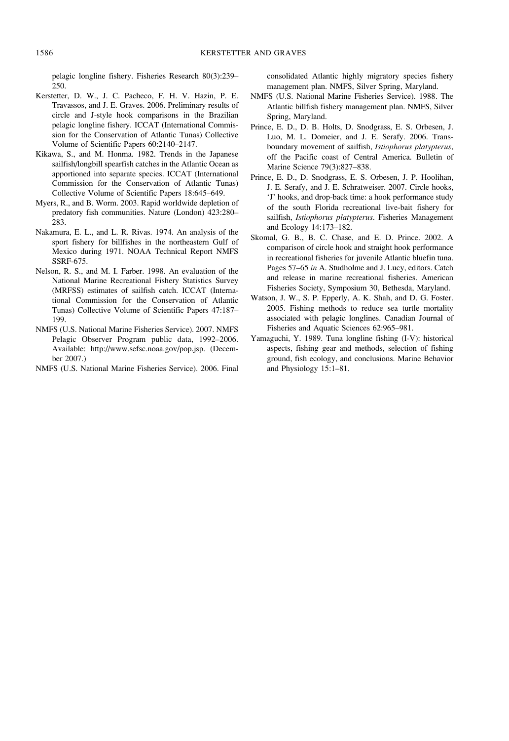pelagic longline fishery. Fisheries Research 80(3):239–250.

Kerstetter, D. W., J. C. Pacheco, F. H. V. Hazin, P. E. Travassos, and J. E. Graves. 2006. Preliminary results of circle and J-style hook comparisons in the Brazilian pelagic longline fishery. ICCAT (International Commission for the Conservation of Atlantic Tunas) Collective Volume of Scientific Papers 60:2140–2147.

Kikawa, S., and M. Honma. 1982. Trends in the Japanese sailfish/longbill spearfish catches in the Atlantic Ocean as apportioned into separate species. ICCAT (International Commission for the Conservation of Atlantic Tunas) Collective Volume of Scientific Papers 18:645–649.

Myers, R., and B. Worm. 2003. Rapid worldwide depletion of predatory fish communities. Nature (London) 423:280–283.

Nakamura, E. L., and L. R. Rivas. 1974. An analysis of the sport fishery for billfishes in the northeastern Gulf of Mexico during 1971. NOAA Technical Report NMFS SSRF-675.

Nelson, R. S., and M. I. Farber. 1998. An evaluation of the National Marine Recreational Fishery Statistics Survey (MRFSS) estimates of sailfish catch. ICCAT (International Commission for the Conservation of Atlantic Tunas) Collective Volume of Scientific Papers 47:187–199.

NMFS (U.S. National Marine Fisheries Service). 2007. NMFS Pelagic Observer Program public data, 1992–2006. Available: http://www.sefsc.noaa.gov/pop.jsp. (December 2007.)

NMFS (U.S. National Marine Fisheries Service). 2006. Final consolidated Atlantic highly migratory species fishery management plan. NMFS, Silver Spring, Maryland.

NMFS (U.S. National Marine Fisheries Service). 1988. The Atlantic billfish fishery management plan. NMFS, Silver Spring, Maryland.

Prince, E. D., D. B. Holts, D. Snodgrass, E. S. Orbesen, J. Luo, M. L. Domeier, and J. E. Serafy. 2006. Transboundary movement of sailfish, *Istiophorus platypterus*, off the Pacific coast of Central America. Bulletin of Marine Science 79(3):827–838.

Prince, E. D., D. Snodgrass, E. S. Orbesen, J. P. Hoolihan, J. E. Serafy, and J. E. Schratweiser. 2007. Circle hooks, 'J' hooks, and drop-back time: a hook performance study of the south Florida recreational live-bait fishery for sailfish, *Istiophorus platypterus*. Fisheries Management and Ecology 14:173–182.

Skomal, G. B., B. C. Chase, and E. D. Prince. 2002. A comparison of circle hook and straight hook performance in recreational fisheries for juvenile Atlantic bluefin tuna. Pages 57–65 *in* A. Studholme and J. Lucy, editors. Catch and release in marine recreational fisheries. American Fisheries Society, Symposium 30, Bethesda, Maryland.

Watson, J. W., S. P. Epperly, A. K. Shah, and D. G. Foster. 2005. Fishing methods to reduce sea turtle mortality associated with pelagic longlines. Canadian Journal of Fisheries and Aquatic Sciences 62:965–981.

Yamaguchi, Y. 1989. Tuna longline fishing (I-V): historical aspects, fishing gear and methods, selection of fishing ground, fish ecology, and conclusions. Marine Behavior and Physiology 15:1–81.